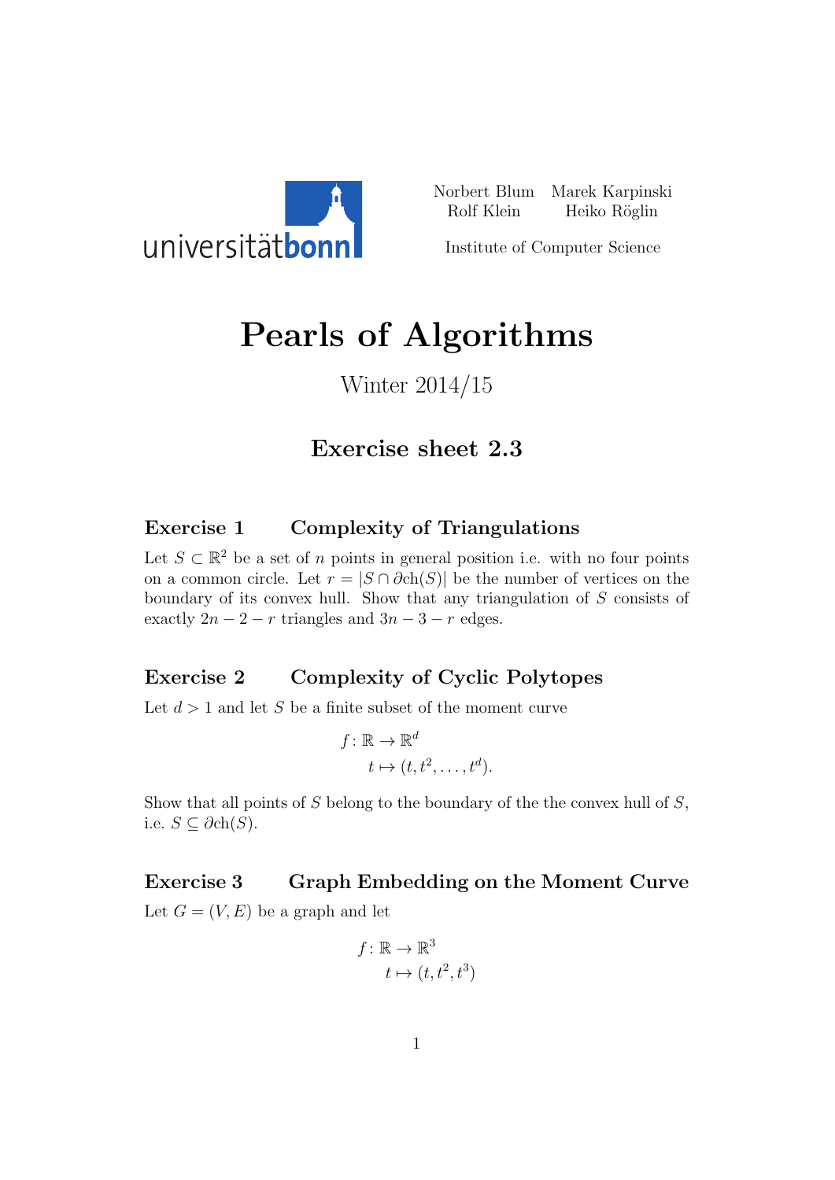universitätbonn

Norbert Blum Marek Karpinski
Rolf Klein Heiko Röglin

Institute of Computer Science

# Pearls of Algorithms

Winter 2014/15

## Exercise sheet 2.3

### Exercise 1 Complexity of Triangulations

Let $S \subset \mathbb{R}^2$ be a set of $n$ points in general position i.e. with no four points on a common circle. Let $r = |S \cap \partial \mathrm{ch}(S)|$ be the number of vertices on the boundary of its convex hull. Show that any triangulation of $S$ consists of exactly $2n - 2 - r$ triangles and $3n - 3 - r$ edges.

### Exercise 2 Complexity of Cyclic Polytopes

Let $d > 1$ and let $S$ be a finite subset of the moment curve

$$f : \mathbb{R} \to \mathbb{R}^d$$
$$t \mapsto (t, t^2, \ldots, t^d).$$

Show that all points of $S$ belong to the boundary of the the convex hull of $S$, i.e. $S \subseteq \partial \mathrm{ch}(S)$.

### Exercise 3 Graph Embedding on the Moment Curve

Let $G = (V, E)$ be a graph and let

$$f : \mathbb{R} \to \mathbb{R}^3$$
$$t \mapsto (t, t^2, t^3)$$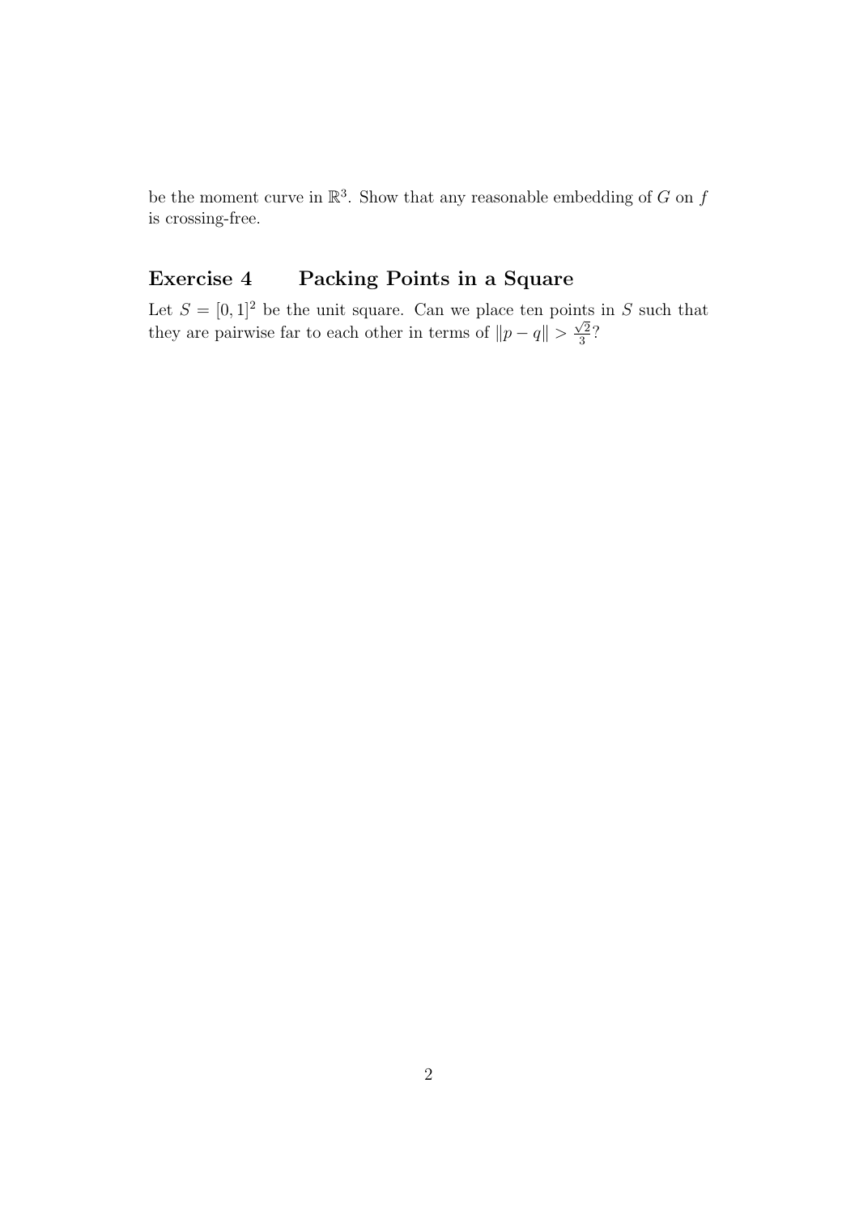be the moment curve in $\mathbb{R}^3$. Show that any reasonable embedding of $G$ on $f$ is crossing-free.

## Exercise 4 Packing Points in a Square

Let $S = [0, 1]^2$ be the unit square. Can we place ten points in $S$ such that they are pairwise far to each other in terms of $\|p - q\| > \frac{\sqrt{2}}{3}$?